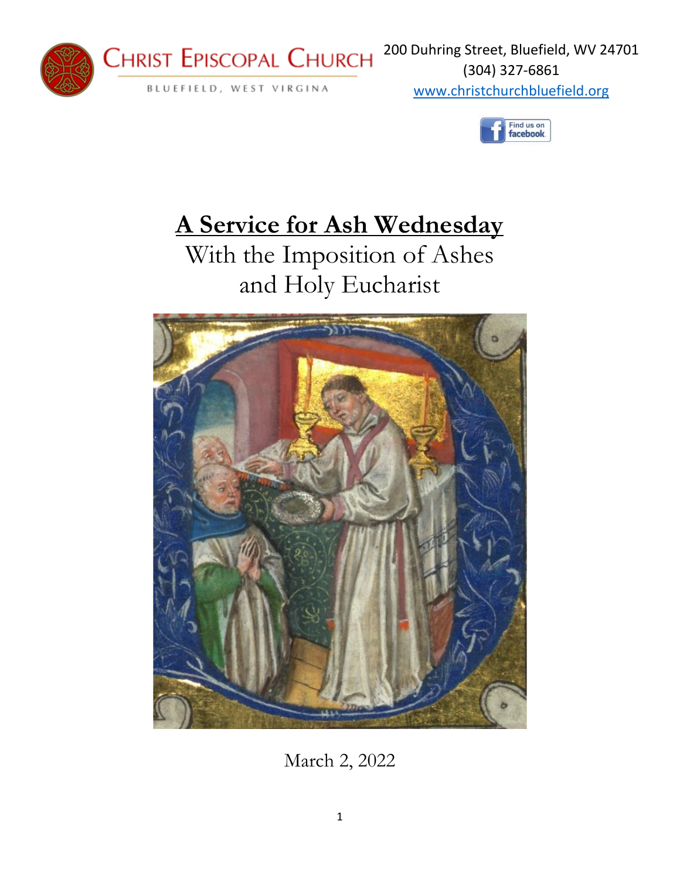CHRIST EPISCOPAL CHURCH

BLUEFIELD, WEST VIRGINIA

200 Duhring Street, Bluefield, WV 24701
(304) 327-6861
www.christchurchbluefield.org

Find us on facebook

# A Service for Ash Wednesday

With the Imposition of Ashes
and Holy Eucharist

March 2, 2022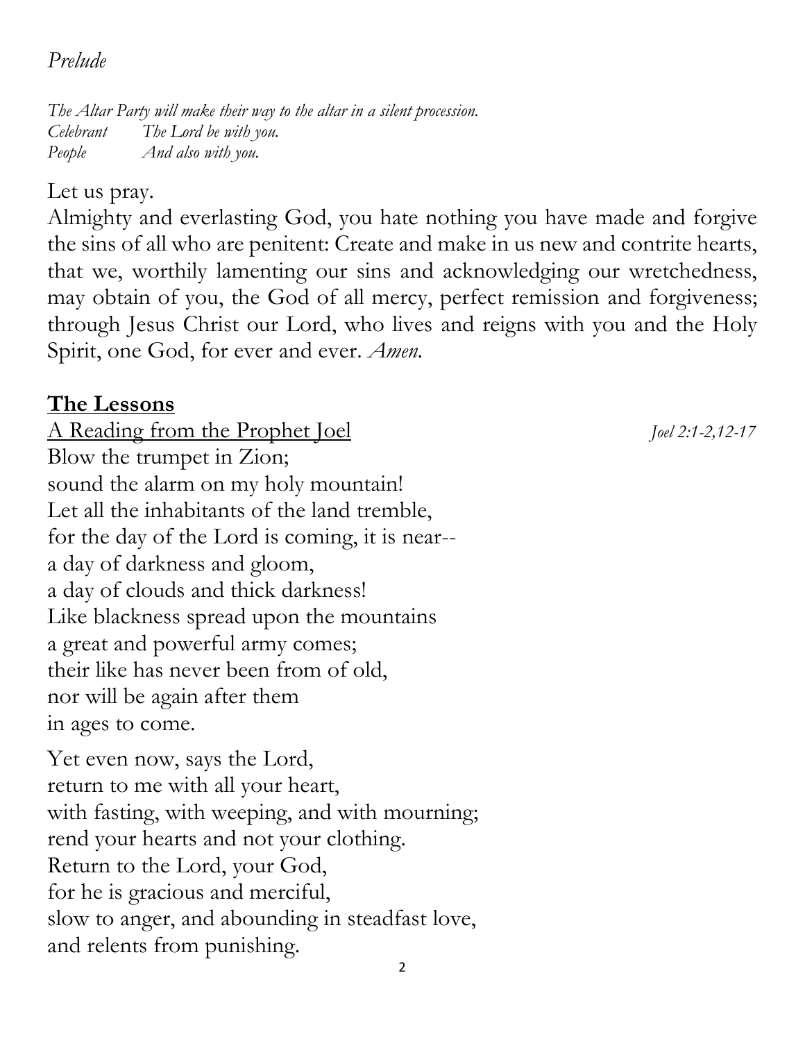*Prelude*

*The Altar Party will make their way to the altar in a silent procession.*
*Celebrant The Lord be with you.*
*People And also with you.*

Let us pray.

Almighty and everlasting God, you hate nothing you have made and forgive the sins of all who are penitent: Create and make in us new and contrite hearts, that we, worthily lamenting our sins and acknowledging our wretchedness, may obtain of you, the God of all mercy, perfect remission and forgiveness; through Jesus Christ our Lord, who lives and reigns with you and the Holy Spirit, one God, for ever and ever. *Amen.*

## **The Lessons**

<u>A Reading from the Prophet Joel</u> *Joel 2:1-2,12-17*

Blow the trumpet in Zion;
sound the alarm on my holy mountain!
Let all the inhabitants of the land tremble,
for the day of the Lord is coming, it is near--
a day of darkness and gloom,
a day of clouds and thick darkness!
Like blackness spread upon the mountains
a great and powerful army comes;
their like has never been from of old,
nor will be again after them
in ages to come.

Yet even now, says the Lord,
return to me with all your heart,
with fasting, with weeping, and with mourning;
rend your hearts and not your clothing.
Return to the Lord, your God,
for he is gracious and merciful,
slow to anger, and abounding in steadfast love,
and relents from punishing.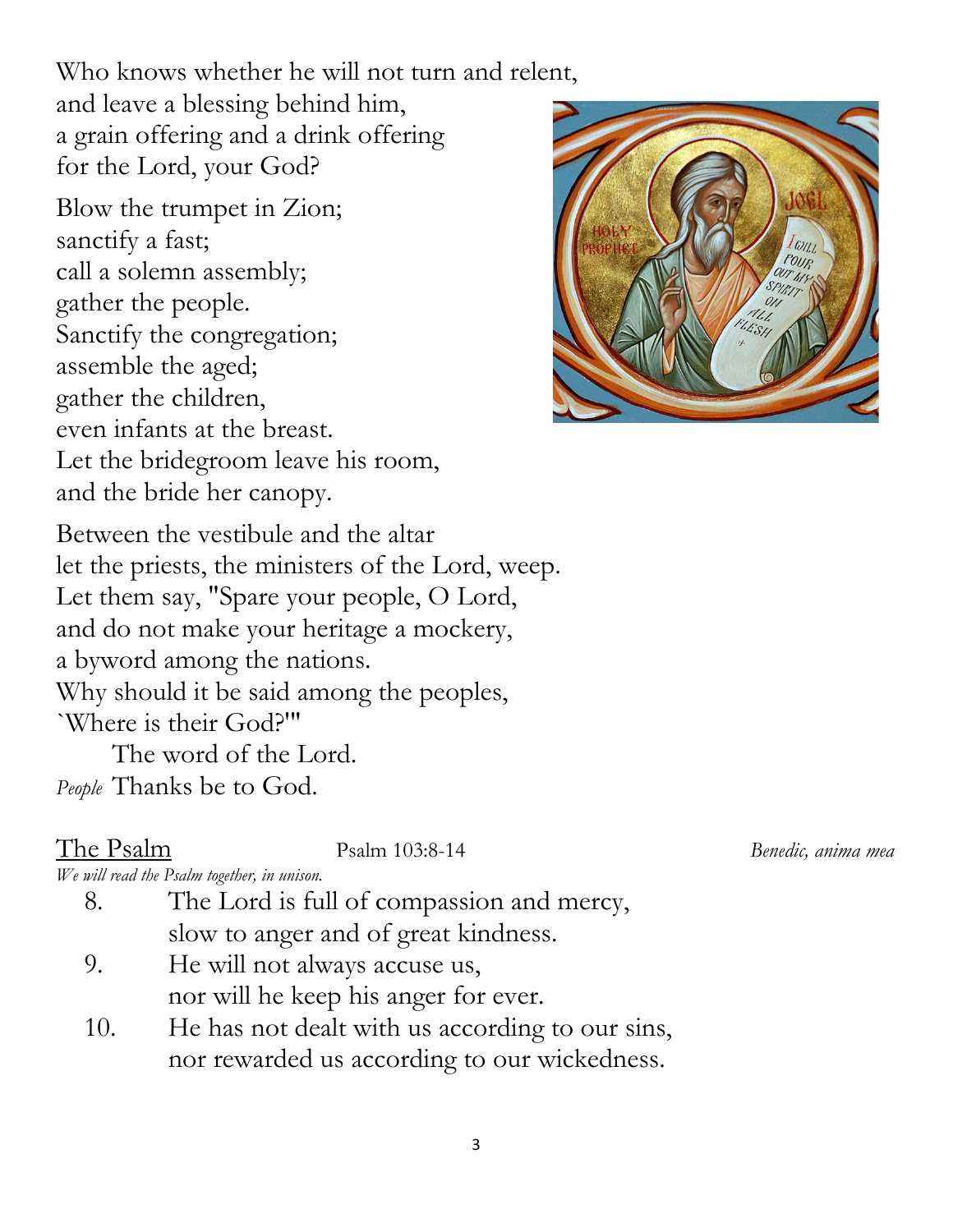Who knows whether he will not turn and relent,
and leave a blessing behind him,
a grain offering and a drink offering
for the Lord, your God?

Blow the trumpet in Zion;
sanctify a fast;
call a solemn assembly;
gather the people.
Sanctify the congregation;
assemble the aged;
gather the children,
even infants at the breast.
Let the bridegroom leave his room,
and the bride her canopy.

Between the vestibule and the altar
let the priests, the ministers of the Lord, weep.
Let them say, "Spare your people, O Lord,
and do not make your heritage a mockery,
a byword among the nations.
Why should it be said among the peoples,
`Where is their God?'"

The word of the Lord.

*People* Thanks be to God.

## The Psalm — Psalm 103:8-14 — *Benedic, anima mea*

*We will read the Psalm together, in unison.*

8. The Lord is full of compassion and mercy,
   slow to anger and of great kindness.
9. He will not always accuse us,
   nor will he keep his anger for ever.
10. He has not dealt with us according to our sins,
    nor rewarded us according to our wickedness.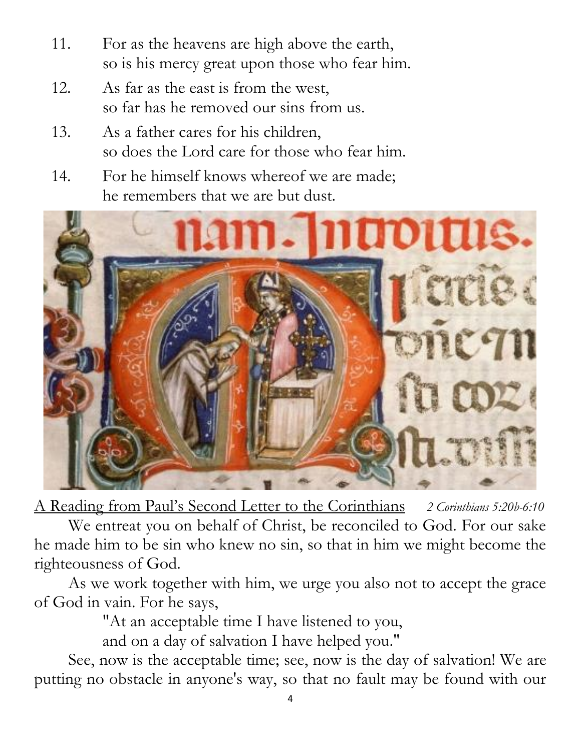11. For as the heavens are high above the earth,
    so is his mercy great upon those who fear him.
12. As far as the east is from the west,
    so far has he removed our sins from us.
13. As a father cares for his children,
    so does the Lord care for those who fear him.
14. For he himself knows whereof we are made;
    he remembers that we are but dust.

A Reading from Paul's Second Letter to the Corinthians *2 Corinthians 5:20b-6:10*

We entreat you on behalf of Christ, be reconciled to God. For our sake he made him to be sin who knew no sin, so that in him we might become the righteousness of God.

As we work together with him, we urge you also not to accept the grace of God in vain. For he says,

> "At an acceptable time I have listened to you,
> and on a day of salvation I have helped you."

See, now is the acceptable time; see, now is the day of salvation! We are putting no obstacle in anyone's way, so that no fault may be found with our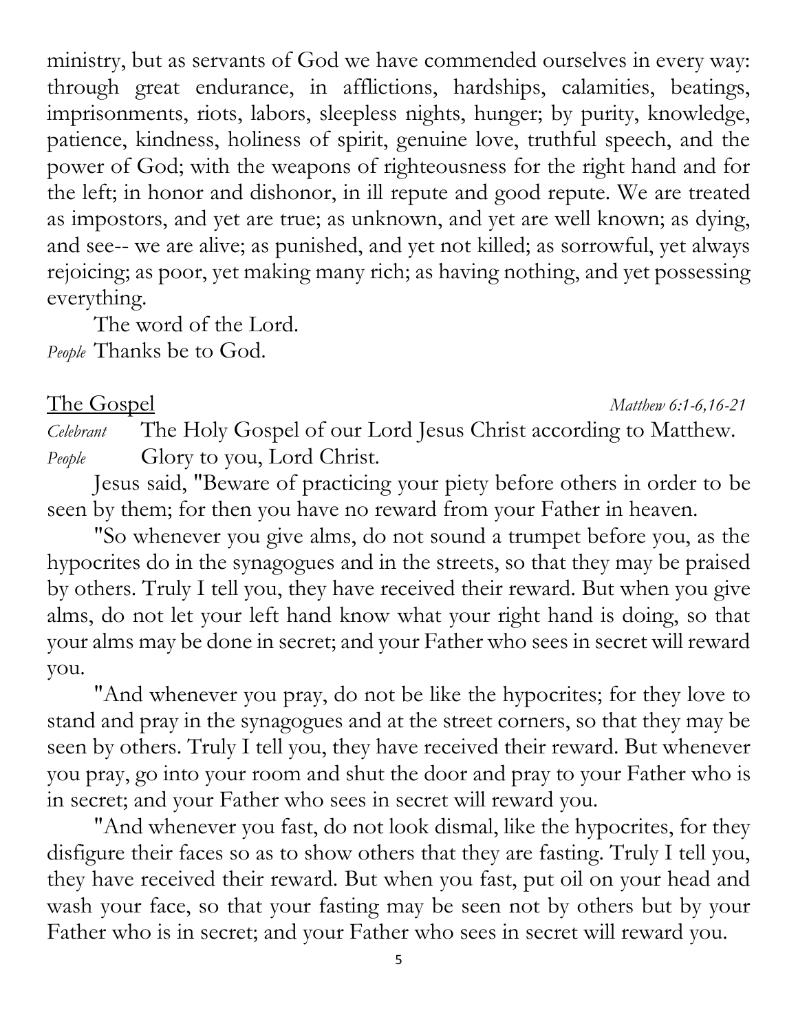ministry, but as servants of God we have commended ourselves in every way: through great endurance, in afflictions, hardships, calamities, beatings, imprisonments, riots, labors, sleepless nights, hunger; by purity, knowledge, patience, kindness, holiness of spirit, genuine love, truthful speech, and the power of God; with the weapons of righteousness for the right hand and for the left; in honor and dishonor, in ill repute and good repute. We are treated as impostors, and yet are true; as unknown, and yet are well known; as dying, and see-- we are alive; as punished, and yet not killed; as sorrowful, yet always rejoicing; as poor, yet making many rich; as having nothing, and yet possessing everything.

The word of the Lord.

*People* Thanks be to God.

The Gospel *Matthew 6:1-6,16-21*

*Celebrant* The Holy Gospel of our Lord Jesus Christ according to Matthew.

*People* Glory to you, Lord Christ.

Jesus said, "Beware of practicing your piety before others in order to be seen by them; for then you have no reward from your Father in heaven.

"So whenever you give alms, do not sound a trumpet before you, as the hypocrites do in the synagogues and in the streets, so that they may be praised by others. Truly I tell you, they have received their reward. But when you give alms, do not let your left hand know what your right hand is doing, so that your alms may be done in secret; and your Father who sees in secret will reward you.

"And whenever you pray, do not be like the hypocrites; for they love to stand and pray in the synagogues and at the street corners, so that they may be seen by others. Truly I tell you, they have received their reward. But whenever you pray, go into your room and shut the door and pray to your Father who is in secret; and your Father who sees in secret will reward you.

"And whenever you fast, do not look dismal, like the hypocrites, for they disfigure their faces so as to show others that they are fasting. Truly I tell you, they have received their reward. But when you fast, put oil on your head and wash your face, so that your fasting may be seen not by others but by your Father who is in secret; and your Father who sees in secret will reward you.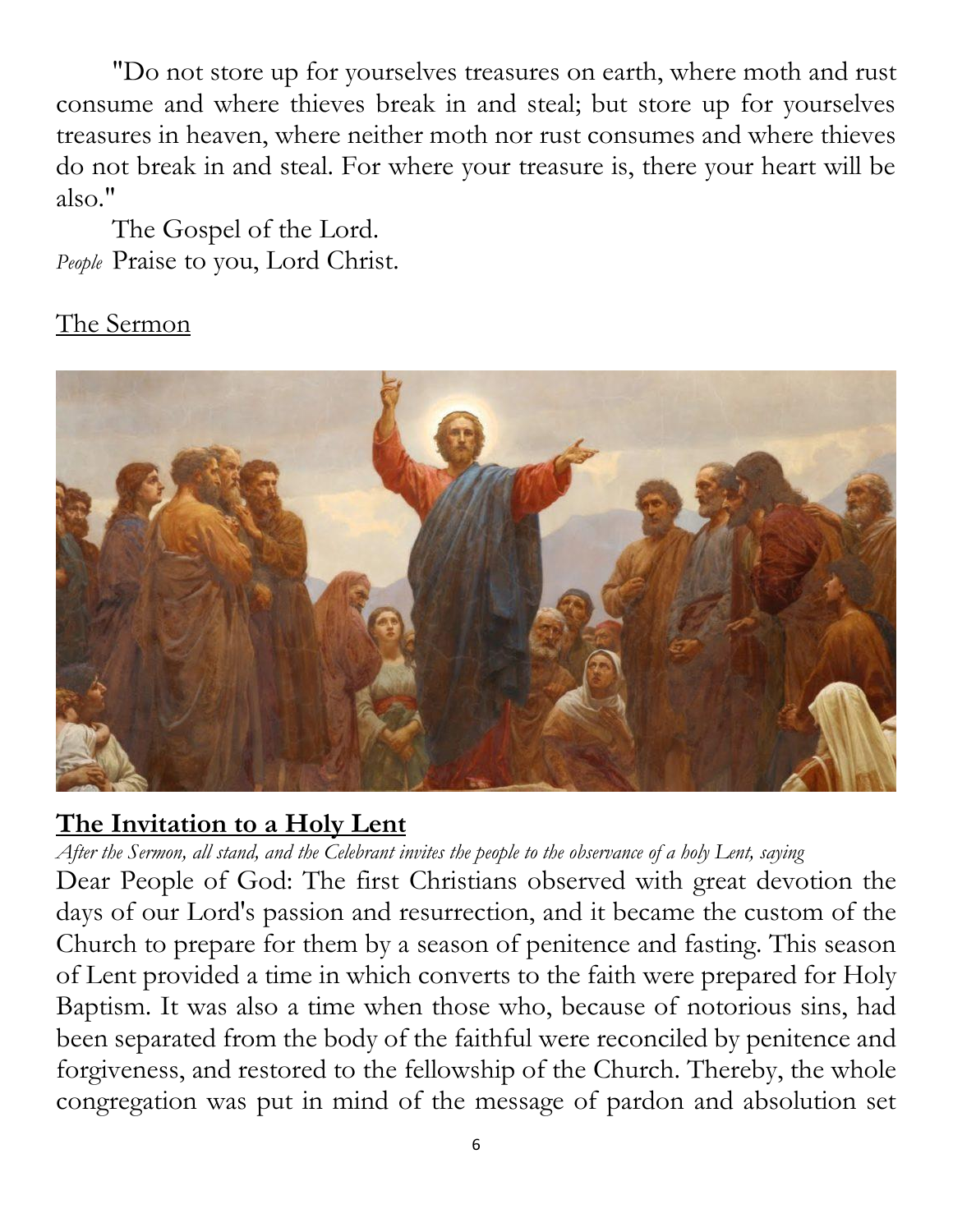"Do not store up for yourselves treasures on earth, where moth and rust consume and where thieves break in and steal; but store up for yourselves treasures in heaven, where neither moth nor rust consumes and where thieves do not break in and steal. For where your treasure is, there your heart will be also."

The Gospel of the Lord.

*People* Praise to you, Lord Christ.

The Sermon

## **The Invitation to a Holy Lent**

*After the Sermon, all stand, and the Celebrant invites the people to the observance of a holy Lent, saying*

Dear People of God: The first Christians observed with great devotion the days of our Lord's passion and resurrection, and it became the custom of the Church to prepare for them by a season of penitence and fasting. This season of Lent provided a time in which converts to the faith were prepared for Holy Baptism. It was also a time when those who, because of notorious sins, had been separated from the body of the faithful were reconciled by penitence and forgiveness, and restored to the fellowship of the Church. Thereby, the whole congregation was put in mind of the message of pardon and absolution set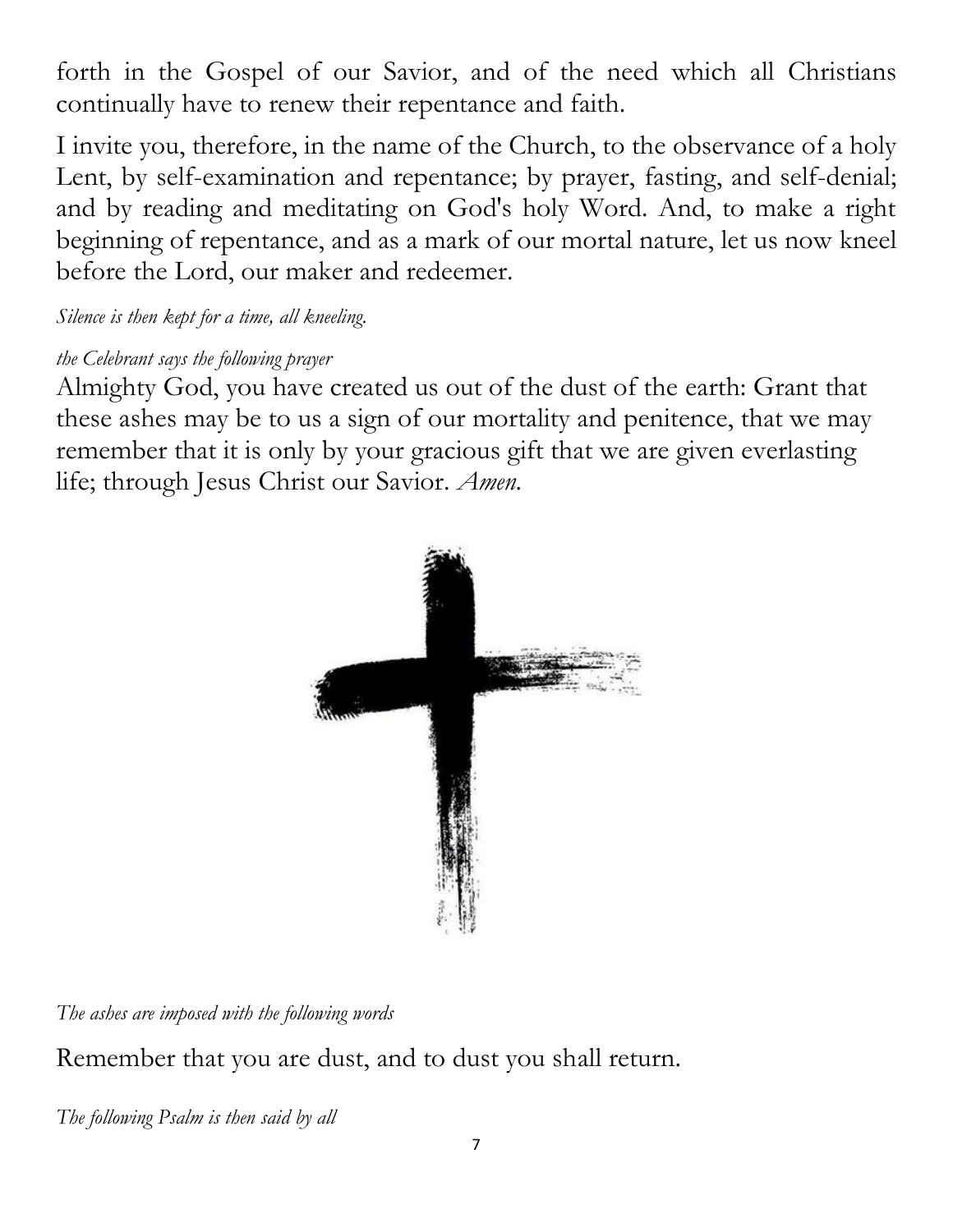forth in the Gospel of our Savior, and of the need which all Christians continually have to renew their repentance and faith.

I invite you, therefore, in the name of the Church, to the observance of a holy Lent, by self-examination and repentance; by prayer, fasting, and self-denial; and by reading and meditating on God's holy Word. And, to make a right beginning of repentance, and as a mark of our mortal nature, let us now kneel before the Lord, our maker and redeemer.

*Silence is then kept for a time, all kneeling.*

*the Celebrant says the following prayer*

Almighty God, you have created us out of the dust of the earth: Grant that these ashes may be to us a sign of our mortality and penitence, that we may remember that it is only by your gracious gift that we are given everlasting life; through Jesus Christ our Savior. *Amen.*

*The ashes are imposed with the following words*

Remember that you are dust, and to dust you shall return.

*The following Psalm is then said by all*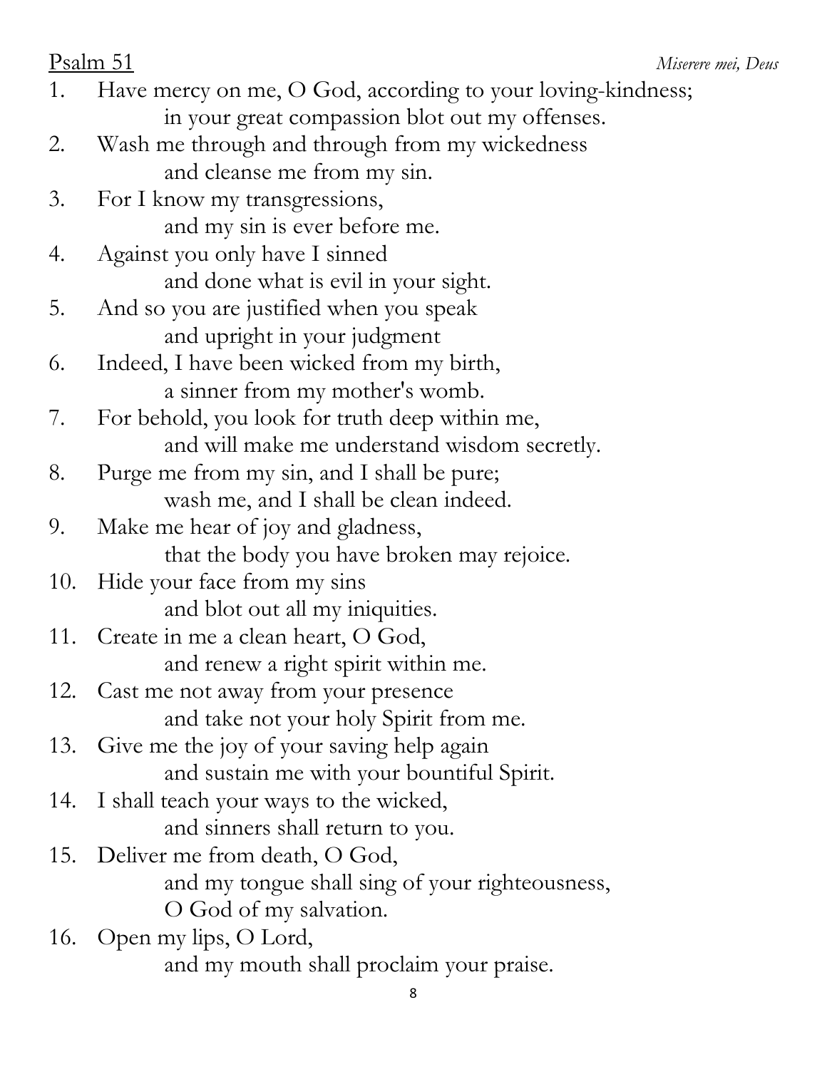Psalm 51 *Miserere mei, Deus*

1. Have mercy on me, O God, according to your loving-kindness;
   in your great compassion blot out my offenses.
2. Wash me through and through from my wickedness
   and cleanse me from my sin.
3. For I know my transgressions,
   and my sin is ever before me.
4. Against you only have I sinned
   and done what is evil in your sight.
5. And so you are justified when you speak
   and upright in your judgment
6. Indeed, I have been wicked from my birth,
   a sinner from my mother's womb.
7. For behold, you look for truth deep within me,
   and will make me understand wisdom secretly.
8. Purge me from my sin, and I shall be pure;
   wash me, and I shall be clean indeed.
9. Make me hear of joy and gladness,
   that the body you have broken may rejoice.
10. Hide your face from my sins
    and blot out all my iniquities.
11. Create in me a clean heart, O God,
    and renew a right spirit within me.
12. Cast me not away from your presence
    and take not your holy Spirit from me.
13. Give me the joy of your saving help again
    and sustain me with your bountiful Spirit.
14. I shall teach your ways to the wicked,
    and sinners shall return to you.
15. Deliver me from death, O God,
    and my tongue shall sing of your righteousness,
    O God of my salvation.
16. Open my lips, O Lord,
    and my mouth shall proclaim your praise.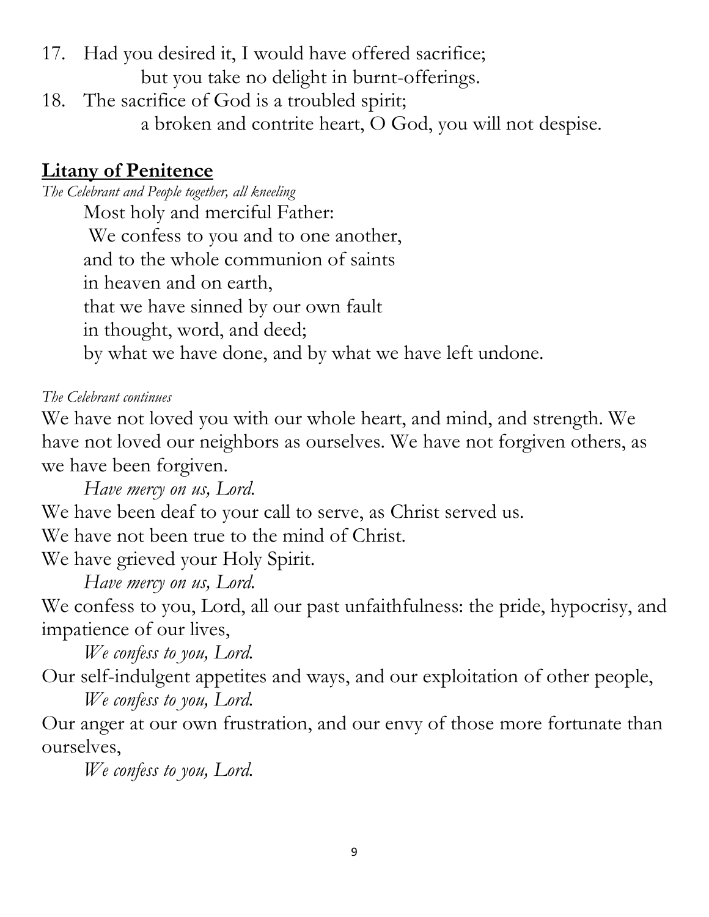17. Had you desired it, I would have offered sacrifice;  
    but you take no delight in burnt-offerings.
18. The sacrifice of God is a troubled spirit;  
    a broken and contrite heart, O God, you will not despise.

## **Litany of Penitence**

*The Celebrant and People together, all kneeling*

Most holy and merciful Father:  
We confess to you and to one another,  
and to the whole communion of saints  
in heaven and on earth,  
that we have sinned by our own fault  
in thought, word, and deed;  
by what we have done, and by what we have left undone.

*The Celebrant continues*

We have not loved you with our whole heart, and mind, and strength. We have not loved our neighbors as ourselves. We have not forgiven others, as we have been forgiven.

*Have mercy on us, Lord.*

We have been deaf to your call to serve, as Christ served us.  
We have not been true to the mind of Christ.  
We have grieved your Holy Spirit.

*Have mercy on us, Lord.*

We confess to you, Lord, all our past unfaithfulness: the pride, hypocrisy, and impatience of our lives,

*We confess to you, Lord.*

Our self-indulgent appetites and ways, and our exploitation of other people,

*We confess to you, Lord.*

Our anger at our own frustration, and our envy of those more fortunate than ourselves,

*We confess to you, Lord.*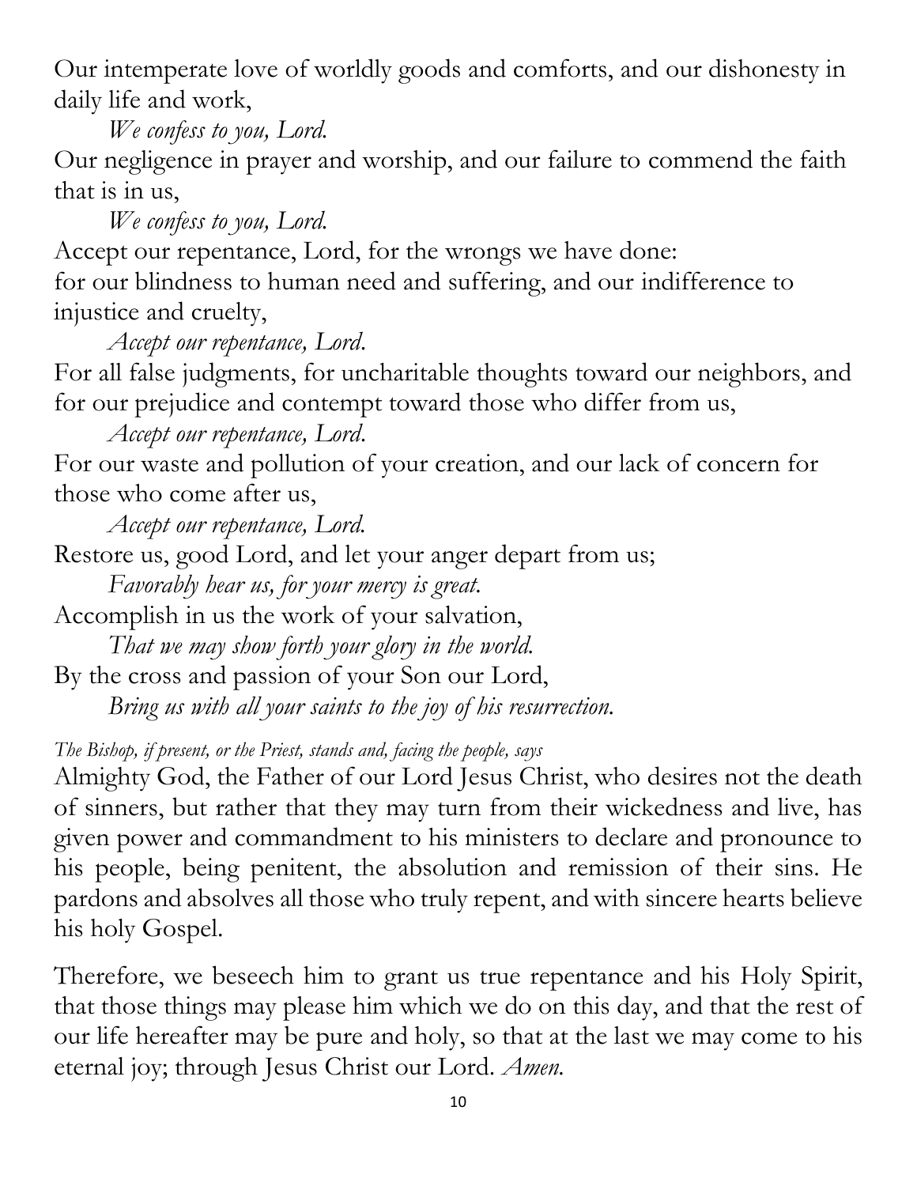Our intemperate love of worldly goods and comforts, and our dishonesty in daily life and work,

*We confess to you, Lord.*

Our negligence in prayer and worship, and our failure to commend the faith that is in us,

*We confess to you, Lord.*

Accept our repentance, Lord, for the wrongs we have done: for our blindness to human need and suffering, and our indifference to injustice and cruelty,

*Accept our repentance, Lord.*

For all false judgments, for uncharitable thoughts toward our neighbors, and for our prejudice and contempt toward those who differ from us,

*Accept our repentance, Lord.*

For our waste and pollution of your creation, and our lack of concern for those who come after us,

*Accept our repentance, Lord.*

Restore us, good Lord, and let your anger depart from us;

*Favorably hear us, for your mercy is great.*

Accomplish in us the work of your salvation,

*That we may show forth your glory in the world.*

By the cross and passion of your Son our Lord,

*Bring us with all your saints to the joy of his resurrection.*

*The Bishop, if present, or the Priest, stands and, facing the people, says*

Almighty God, the Father of our Lord Jesus Christ, who desires not the death of sinners, but rather that they may turn from their wickedness and live, has given power and commandment to his ministers to declare and pronounce to his people, being penitent, the absolution and remission of their sins. He pardons and absolves all those who truly repent, and with sincere hearts believe his holy Gospel.

Therefore, we beseech him to grant us true repentance and his Holy Spirit, that those things may please him which we do on this day, and that the rest of our life hereafter may be pure and holy, so that at the last we may come to his eternal joy; through Jesus Christ our Lord. *Amen.*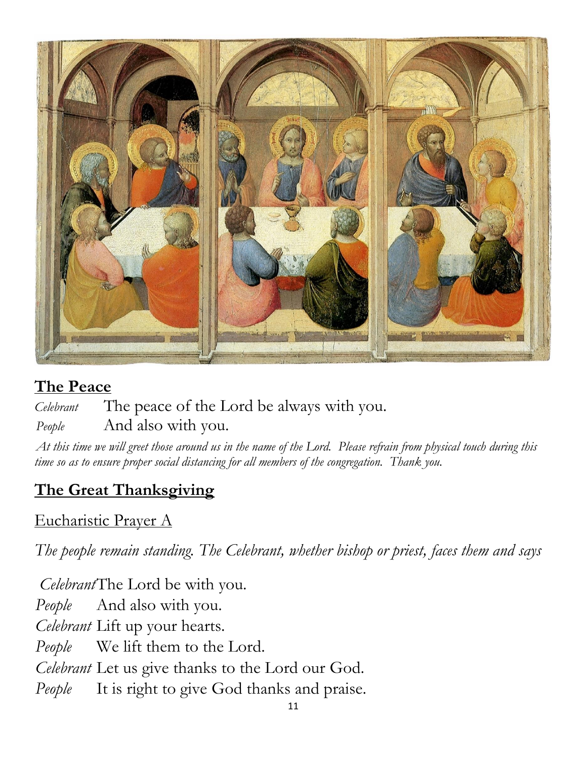## The Peace

*Celebrant* The peace of the Lord be always with you.

*People* And also with you.

*At this time we will greet those around us in the name of the Lord. Please refrain from physical touch during this time so as to ensure proper social distancing for all members of the congregation. Thank you.*

## The Great Thanksgiving

Eucharistic Prayer A

*The people remain standing. The Celebrant, whether bishop or priest, faces them and says*

*Celebrant* The Lord be with you.

*People* And also with you.

*Celebrant* Lift up your hearts.

*People* We lift them to the Lord.

*Celebrant* Let us give thanks to the Lord our God.

*People* It is right to give God thanks and praise.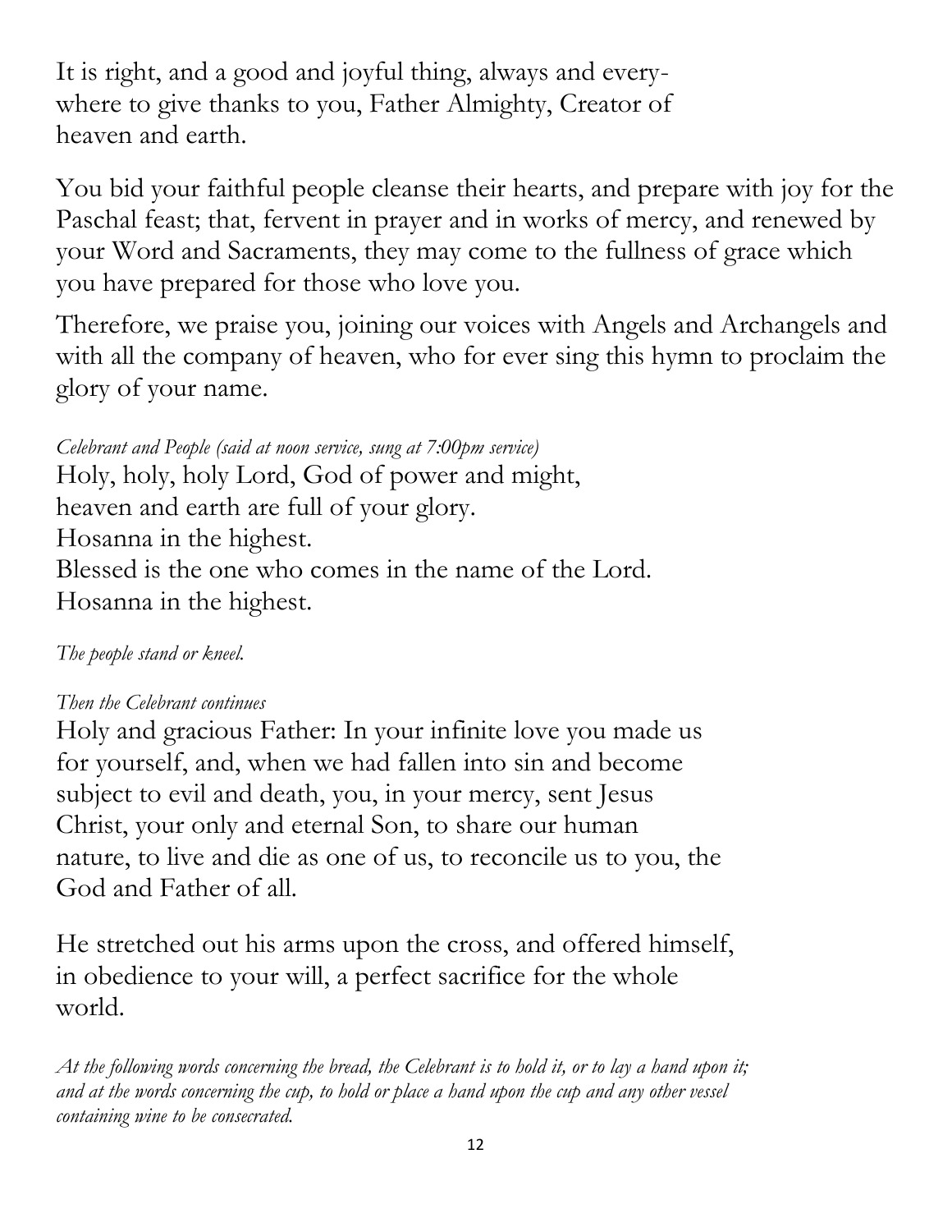It is right, and a good and joyful thing, always and everywhere to give thanks to you, Father Almighty, Creator of heaven and earth.

You bid your faithful people cleanse their hearts, and prepare with joy for the Paschal feast; that, fervent in prayer and in works of mercy, and renewed by your Word and Sacraments, they may come to the fullness of grace which you have prepared for those who love you.

Therefore, we praise you, joining our voices with Angels and Archangels and with all the company of heaven, who for ever sing this hymn to proclaim the glory of your name.

*Celebrant and People (said at noon service, sung at 7:00pm service)*

Holy, holy, holy Lord, God of power and might,
heaven and earth are full of your glory.
Hosanna in the highest.
Blessed is the one who comes in the name of the Lord.
Hosanna in the highest.

*The people stand or kneel.*

*Then the Celebrant continues*

Holy and gracious Father: In your infinite love you made us for yourself, and, when we had fallen into sin and become subject to evil and death, you, in your mercy, sent Jesus Christ, your only and eternal Son, to share our human nature, to live and die as one of us, to reconcile us to you, the God and Father of all.

He stretched out his arms upon the cross, and offered himself, in obedience to your will, a perfect sacrifice for the whole world.

*At the following words concerning the bread, the Celebrant is to hold it, or to lay a hand upon it; and at the words concerning the cup, to hold or place a hand upon the cup and any other vessel containing wine to be consecrated.*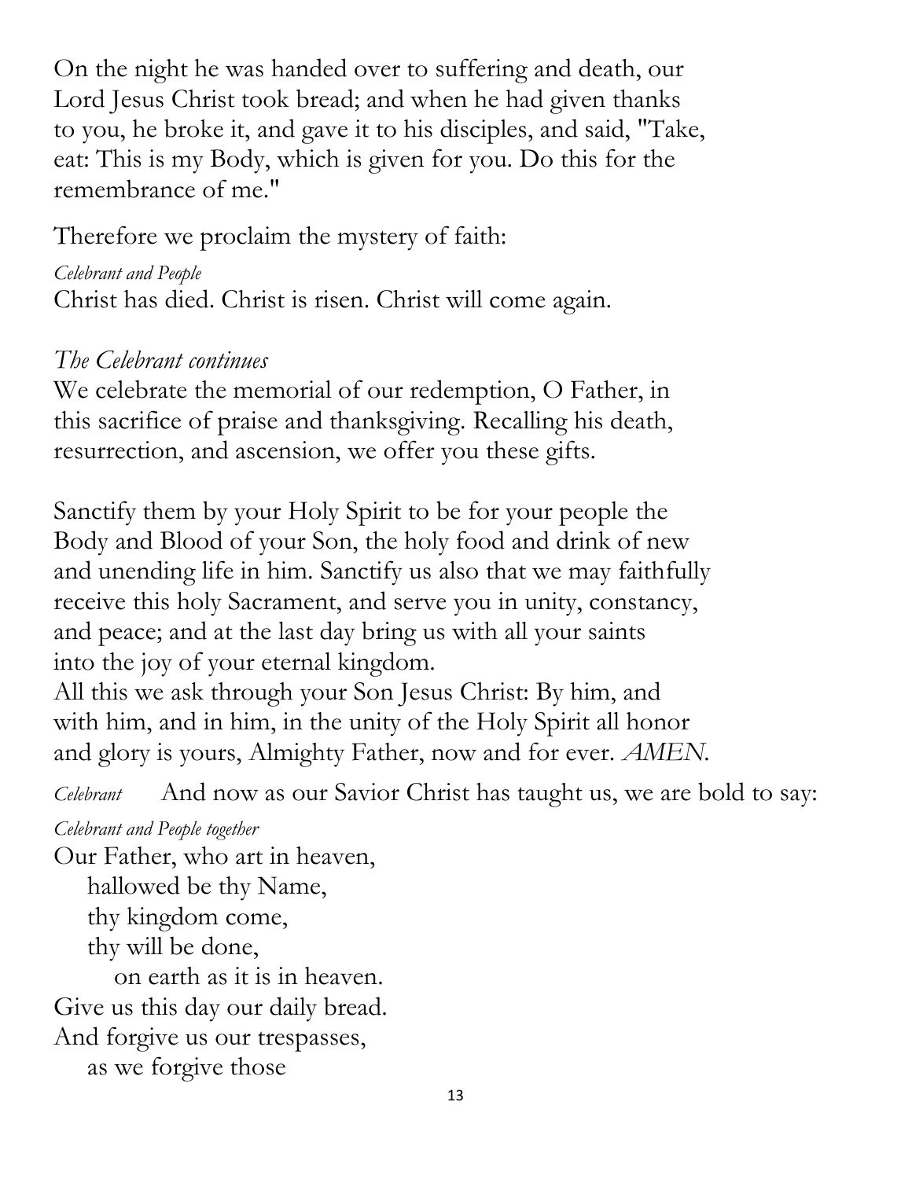On the night he was handed over to suffering and death, our Lord Jesus Christ took bread; and when he had given thanks to you, he broke it, and gave it to his disciples, and said, "Take, eat: This is my Body, which is given for you. Do this for the remembrance of me."

Therefore we proclaim the mystery of faith:

*Celebrant and People*
Christ has died. Christ is risen. Christ will come again.

*The Celebrant continues*
We celebrate the memorial of our redemption, O Father, in this sacrifice of praise and thanksgiving. Recalling his death, resurrection, and ascension, we offer you these gifts.

Sanctify them by your Holy Spirit to be for your people the Body and Blood of your Son, the holy food and drink of new and unending life in him. Sanctify us also that we may faithfully receive this holy Sacrament, and serve you in unity, constancy, and peace; and at the last day bring us with all your saints into the joy of your eternal kingdom.
All this we ask through your Son Jesus Christ: By him, and with him, and in him, in the unity of the Holy Spirit all honor and glory is yours, Almighty Father, now and for ever. *AMEN.*

*Celebrant* And now as our Savior Christ has taught us, we are bold to say:

*Celebrant and People together*
Our Father, who art in heaven,
hallowed be thy Name,
thy kingdom come,
thy will be done,
on earth as it is in heaven.
Give us this day our daily bread.
And forgive us our trespasses,
as we forgive those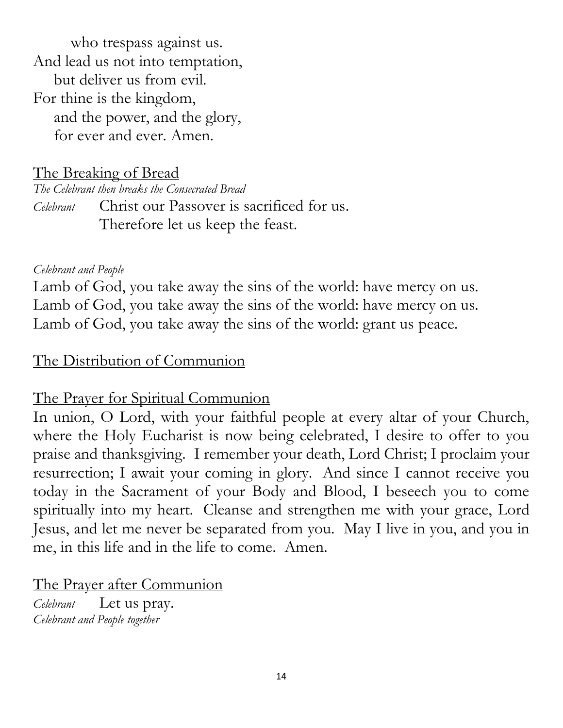who trespass against us.
And lead us not into temptation,
but deliver us from evil.
For thine is the kingdom,
and the power, and the glory,
for ever and ever. Amen.

## The Breaking of Bread

*The Celebrant then breaks the Consecrated Bread*

*Celebrant* Christ our Passover is sacrificed for us.
Therefore let us keep the feast.

*Celebrant and People*

Lamb of God, you take away the sins of the world: have mercy on us.
Lamb of God, you take away the sins of the world: have mercy on us.
Lamb of God, you take away the sins of the world: grant us peace.

## The Distribution of Communion

## The Prayer for Spiritual Communion

In union, O Lord, with your faithful people at every altar of your Church, where the Holy Eucharist is now being celebrated, I desire to offer to you praise and thanksgiving. I remember your death, Lord Christ; I proclaim your resurrection; I await your coming in glory. And since I cannot receive you today in the Sacrament of your Body and Blood, I beseech you to come spiritually into my heart. Cleanse and strengthen me with your grace, Lord Jesus, and let me never be separated from you. May I live in you, and you in me, in this life and in the life to come. Amen.

## The Prayer after Communion

*Celebrant* Let us pray.

*Celebrant and People together*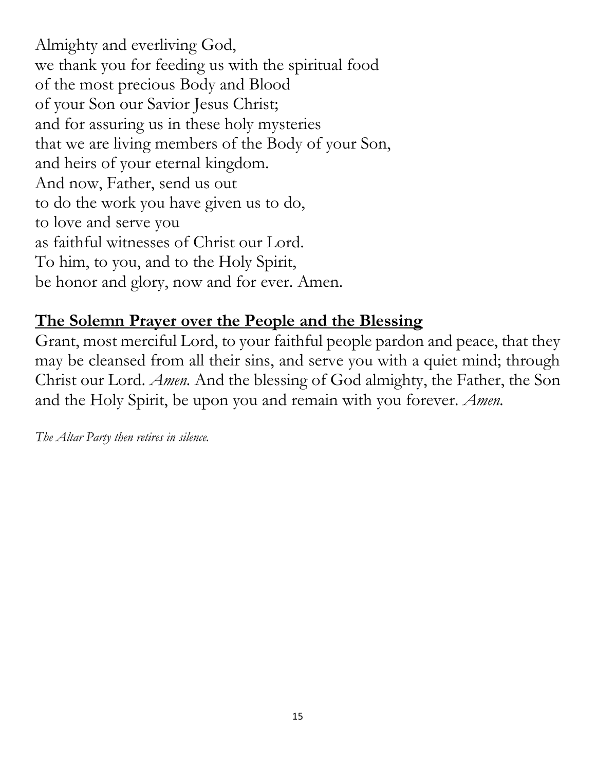Almighty and everliving God,  
we thank you for feeding us with the spiritual food  
of the most precious Body and Blood  
of your Son our Savior Jesus Christ;  
and for assuring us in these holy mysteries  
that we are living members of the Body of your Son,  
and heirs of your eternal kingdom.  
And now, Father, send us out  
to do the work you have given us to do,  
to love and serve you  
as faithful witnesses of Christ our Lord.  
To him, to you, and to the Holy Spirit,  
be honor and glory, now and for ever. Amen.

## **The Solemn Prayer over the People and the Blessing**

Grant, most merciful Lord, to your faithful people pardon and peace, that they may be cleansed from all their sins, and serve you with a quiet mind; through Christ our Lord. *Amen.* And the blessing of God almighty, the Father, the Son and the Holy Spirit, be upon you and remain with you forever. *Amen.*

*The Altar Party then retires in silence.*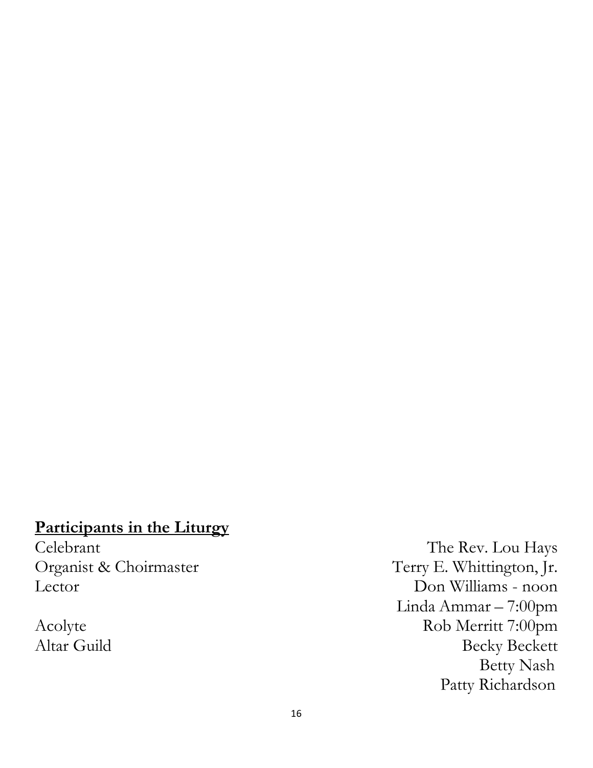**Participants in the Liturgy**

| | |
|---|---|
| Celebrant | The Rev. Lou Hays |
| Organist & Choirmaster | Terry E. Whittington, Jr. |
| Lector | Don Williams - noon |
| | Linda Ammar – 7:00pm |
| Acolyte | Rob Merritt 7:00pm |
| Altar Guild | Becky Beckett |
| | Betty Nash |
| | Patty Richardson |